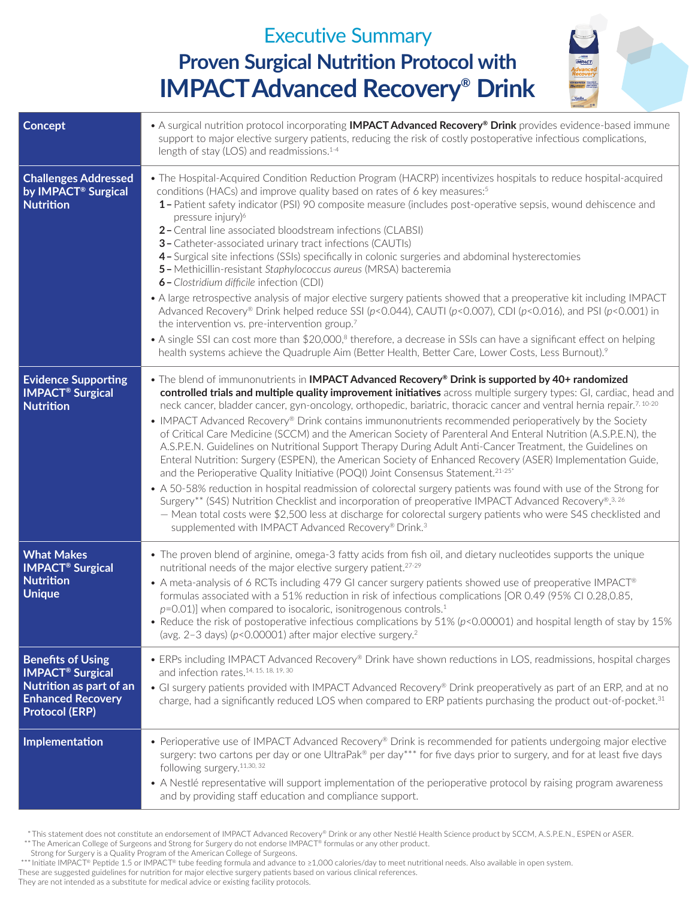# Executive Summary

## Proven Surgical Nutrition Protocol with IMPACT Advanced Recovery® Drink

| | |
|---|---|
| **Concept** | • A surgical nutrition protocol incorporating **IMPACT Advanced Recovery® Drink** provides evidence-based immune support to major elective surgery patients, reducing the risk of costly postoperative infectious complications, length of stay (LOS) and readmissions.[1-4] |
| **Challenges Addressed by IMPACT® Surgical Nutrition** | • The Hospital-Acquired Condition Reduction Program (HACRP) incentivizes hospitals to reduce hospital-acquired conditions (HACs) and improve quality based on rates of 6 key measures:[5]<br>**1 –** Patient safety indicator (PSI) 90 composite measure (includes post-operative sepsis, wound dehiscence and pressure injury)[6]<br>**2 –** Central line associated bloodstream infections (CLABSI)<br>**3 –** Catheter-associated urinary tract infections (CAUTIs)<br>**4 –** Surgical site infections (SSIs) specifically in colonic surgeries and abdominal hysterectomies<br>**5 –** Methicillin-resistant *Staphylococcus aureus* (MRSA) bacteremia<br>**6 –** *Clostridium difficile* infection (CDI)<br>• A large retrospective analysis of major elective surgery patients showed that a preoperative kit including IMPACT Advanced Recovery® Drink helped reduce SSI ($p$<0.044), CAUTI ($p$<0.007), CDI ($p$<0.016), and PSI ($p$<0.001) in the intervention vs. pre-intervention group.[7]<br>• A single SSI can cost more than $20,000,[8] therefore, a decrease in SSIs can have a significant effect on helping health systems achieve the Quadruple Aim (Better Health, Better Care, Lower Costs, Less Burnout).[9] |
| **Evidence Supporting IMPACT® Surgical Nutrition** | • The blend of immunonutrients in **IMPACT Advanced Recovery® Drink is supported by 40+ randomized controlled trials and multiple quality improvement initiatives** across multiple surgery types: GI, cardiac, head and neck cancer, bladder cancer, gyn-oncology, orthopedic, bariatric, thoracic cancer and ventral hernia repair.[7, 10-20]<br>• IMPACT Advanced Recovery® Drink contains immunonutrients recommended perioperatively by the Society of Critical Care Medicine (SCCM) and the American Society of Parenteral And Enteral Nutrition (A.S.P.E.N), the A.S.P.E.N. Guidelines on Nutritional Support Therapy During Adult Anti-Cancer Treatment, the Guidelines on Enteral Nutrition: Surgery (ESPEN), the American Society of Enhanced Recovery (ASER) Implementation Guide, and the Perioperative Quality Initiative (POQI) Joint Consensus Statement.[21-25*]<br>• A 50-58% reduction in hospital readmission of colorectal surgery patients was found with use of the Strong for Surgery** (S4S) Nutrition Checklist and incorporation of preoperative IMPACT Advanced Recovery®.[3, 26]<br>— Mean total costs were $2,500 less at discharge for colorectal surgery patients who were S4S checklisted and supplemented with IMPACT Advanced Recovery® Drink.[3] |
| **What Makes IMPACT® Surgical Nutrition Unique** | • The proven blend of arginine, omega-3 fatty acids from fish oil, and dietary nucleotides supports the unique nutritional needs of the major elective surgery patient.[27-29]<br>• A meta-analysis of 6 RCTs including 479 GI cancer surgery patients showed use of preoperative IMPACT® formulas associated with a 51% reduction in risk of infectious complications [OR 0.49 (95% CI 0.28,0.85, $p$=0.01)] when compared to isocaloric, isonitrogenous controls.[1]<br>• Reduce the risk of postoperative infectious complications by 51% ($p$<0.00001) and hospital length of stay by 15% (avg. 2–3 days) ($p$<0.00001) after major elective surgery.[2] |
| **Benefits of Using IMPACT® Surgical Nutrition as part of an Enhanced Recovery Protocol (ERP)** | • ERPs including IMPACT Advanced Recovery® Drink have shown reductions in LOS, readmissions, hospital charges and infection rates.[14, 15, 18, 19, 30]<br>• GI surgery patients provided with IMPACT Advanced Recovery® Drink preoperatively as part of an ERP, and at no charge, had a significantly reduced LOS when compared to ERP patients purchasing the product out-of-pocket.[31] |
| **Implementation** | • Perioperative use of IMPACT Advanced Recovery® Drink is recommended for patients undergoing major elective surgery: two cartons per day or one UltraPak® per day*** for five days prior to surgery, and for at least five days following surgery.[11,30, 32]<br>• A Nestlé representative will support implementation of the perioperative protocol by raising program awareness and by providing staff education and compliance support. |

\* This statement does not constitute an endorsement of IMPACT Advanced Recovery® Drink or any other Nestlé Health Science product by SCCM, A.S.P.E.N., ESPEN or ASER.
\*\* The American College of Surgeons and Strong for Surgery do not endorse IMPACT® formulas or any other product. Strong for Surgery is a Quality Program of the American College of Surgeons.
\*\*\* Initiate IMPACT® Peptide 1.5 or IMPACT® tube feeding formula and advance to ≥1,000 calories/day to meet nutritional needs. Also available in open system.
These are suggested guidelines for nutrition for major elective surgery patients based on various clinical references.
They are not intended as a substitute for medical advice or existing facility protocols.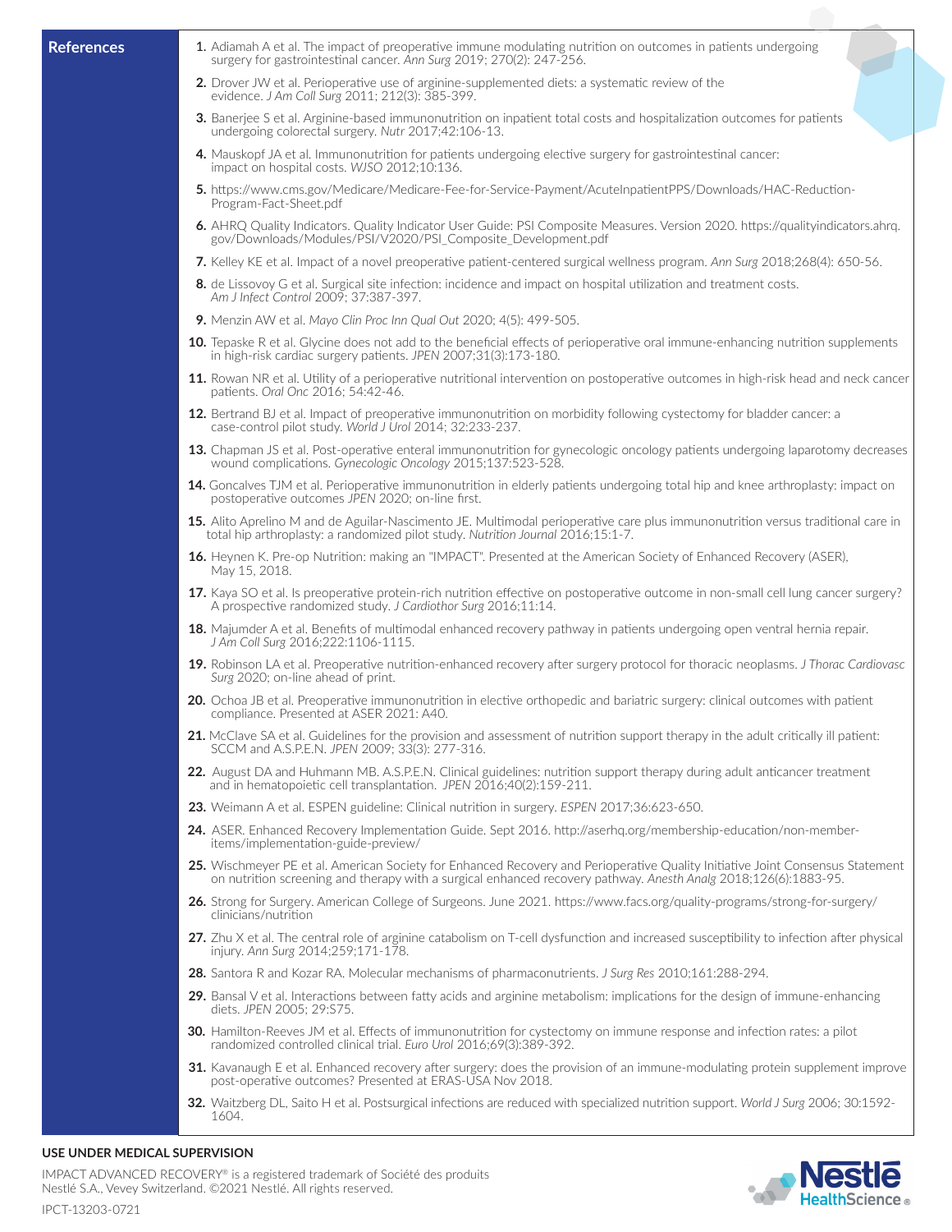## References

1. Adiamah A et al. The impact of preoperative immune modulating nutrition on outcomes in patients undergoing surgery for gastrointestinal cancer. *Ann Surg* 2019; 270(2): 247-256.
2. Drover JW et al. Perioperative use of arginine-supplemented diets: a systematic review of the evidence. *J Am Coll Surg* 2011; 212(3): 385-399.
3. Banerjee S et al. Arginine-based immunonutrition on inpatient total costs and hospitalization outcomes for patients undergoing colorectal surgery. *Nutr* 2017;42:106-13.
4. Mauskopf JA et al. Immunonutrition for patients undergoing elective surgery for gastrointestinal cancer: impact on hospital costs. *WJSO* 2012;10:136.
5. https://www.cms.gov/Medicare/Medicare-Fee-for-Service-Payment/AcuteInpatientPPS/Downloads/HAC-Reduction-Program-Fact-Sheet.pdf
6. AHRQ Quality Indicators. Quality Indicator User Guide: PSI Composite Measures. Version 2020. https://qualityindicators.ahrq.gov/Downloads/Modules/PSI/V2020/PSI_Composite_Development.pdf
7. Kelley KE et al. Impact of a novel preoperative patient-centered surgical wellness program. *Ann Surg* 2018;268(4): 650-56.
8. de Lissovoy G et al. Surgical site infection: incidence and impact on hospital utilization and treatment costs. *Am J Infect Control* 2009; 37:387-397.
9. Menzin AW et al. *Mayo Clin Proc Inn Qual Out* 2020; 4(5): 499-505.
10. Tepaske R et al. Glycine does not add to the beneficial effects of perioperative oral immune-enhancing nutrition supplements in high-risk cardiac surgery patients. *JPEN* 2007;31(3):173-180.
11. Rowan NR et al. Utility of a perioperative nutritional intervention on postoperative outcomes in high-risk head and neck cancer patients. *Oral Onc* 2016; 54:42-46.
12. Bertrand BJ et al. Impact of preoperative immunonutrition on morbidity following cystectomy for bladder cancer: a case-control pilot study. *World J Urol* 2014; 32:233-237.
13. Chapman JS et al. Post-operative enteral immunonutrition for gynecologic oncology patients undergoing laparotomy decreases wound complications. *Gynecologic Oncology* 2015;137:523-528.
14. Goncalves TJM et al. Perioperative immunonutrition in elderly patients undergoing total hip and knee arthroplasty: impact on postoperative outcomes *JPEN* 2020; on-line first.
15. Alito Aprelino M and de Aguilar-Nascimento JE. Multimodal perioperative care plus immunonutrition versus traditional care in total hip arthroplasty: a randomized pilot study. *Nutrition Journal* 2016;15:1-7.
16. Heynen K. Pre-op Nutrition: making an "IMPACT". Presented at the American Society of Enhanced Recovery (ASER), May 15, 2018.
17. Kaya SO et al. Is preoperative protein-rich nutrition effective on postoperative outcome in non-small cell lung cancer surgery? A prospective randomized study. *J Cardiothor Surg* 2016;11:14.
18. Majumder A et al. Benefits of multimodal enhanced recovery pathway in patients undergoing open ventral hernia repair. *J Am Coll Surg* 2016;222:1106-1115.
19. Robinson LA et al. Preoperative nutrition-enhanced recovery after surgery protocol for thoracic neoplasms. *J Thorac Cardiovasc Surg* 2020; on-line ahead of print.
20. Ochoa JB et al. Preoperative immunonutrition in elective orthopedic and bariatric surgery: clinical outcomes with patient compliance. Presented at ASER 2021: A40.
21. McClave SA et al. Guidelines for the provision and assessment of nutrition support therapy in the adult critically ill patient: SCCM and A.S.P.E.N. *JPEN* 2009; 33(3): 277-316.
22. August DA and Huhmann MB. A.S.P.E.N. Clinical guidelines: nutrition support therapy during adult anticancer treatment and in hematopoietic cell transplantation. *JPEN* 2016;40(2):159-211.
23. Weimann A et al. ESPEN guideline: Clinical nutrition in surgery. *ESPEN* 2017;36:623-650.
24. ASER. Enhanced Recovery Implementation Guide. Sept 2016. http://aserhq.org/membership-education/non-member-items/implementation-guide-preview/
25. Wischmeyer PE et al. American Society for Enhanced Recovery and Perioperative Quality Initiative Joint Consensus Statement on nutrition screening and therapy with a surgical enhanced recovery pathway. *Anesth Analg* 2018;126(6):1883-95.
26. Strong for Surgery. American College of Surgeons. June 2021. https://www.facs.org/quality-programs/strong-for-surgery/clinicians/nutrition
27. Zhu X et al. The central role of arginine catabolism on T-cell dysfunction and increased susceptibility to infection after physical injury. *Ann Surg* 2014;259:171-178.
28. Santora R and Kozar RA. Molecular mechanisms of pharmaconutrients. *J Surg Res* 2010;161:288-294.
29. Bansal V et al. Interactions between fatty acids and arginine metabolism: implications for the design of immune-enhancing diets. *JPEN* 2005; 29:S75.
30. Hamilton-Reeves JM et al. Effects of immunonutrition for cystectomy on immune response and infection rates: a pilot randomized controlled clinical trial. *Euro Urol* 2016;69(3):389-392.
31. Kavanaugh E et al. Enhanced recovery after surgery: does the provision of an immune-modulating protein supplement improve post-operative outcomes? Presented at ERAS-USA Nov 2018.
32. Waitzberg DL, Saito H et al. Postsurgical infections are reduced with specialized nutrition support. *World J Surg* 2006; 30:1592-1604.

**USE UNDER MEDICAL SUPERVISION**

IMPACT ADVANCED RECOVERY® is a registered trademark of Société des produits Nestlé S.A., Vevey Switzerland. ©2021 Nestlé. All rights reserved.

IPCT-13203-0721

Nestlé HealthScience